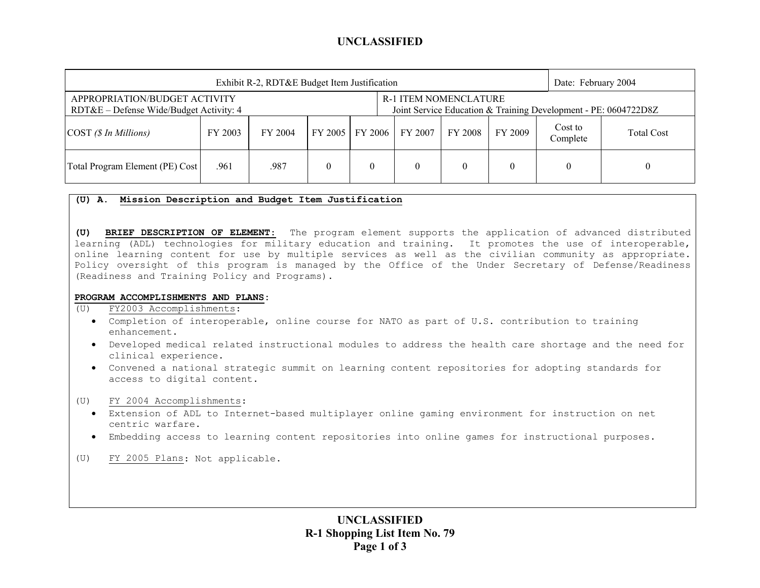UNCLASSIFIED

| Exhibit R-2, RDT&E Budget Item Justification | | | | | | | | | Date: February 2004 |
|---|---|---|---|---|---|---|---|---|---|
| APPROPRIATION/BUDGET ACTIVITY<br>RDT&E – Defense Wide/Budget Activity: 4 | | | | | R-1 ITEM NOMENCLATURE<br>Joint Service Education & Training Development - PE: 0604722D8Z | | | | |
| COST *($ In Millions)* | FY 2003 | FY 2004 | FY 2005 | FY 2006 | FY 2007 | FY 2008 | FY 2009 | Cost to Complete | Total Cost |
| Total Program Element (PE) Cost | .961 | .987 | 0 | 0 | 0 | 0 | 0 | 0 | 0 |

**(U) A. Mission Description and Budget Item Justification**

**(U) BRIEF DESCRIPTION OF ELEMENT:** The program element supports the application of advanced distributed learning (ADL) technologies for military education and training. It promotes the use of interoperable, online learning content for use by multiple services as well as the civilian community as appropriate. Policy oversight of this program is managed by the Office of the Under Secretary of Defense/Readiness (Readiness and Training Policy and Programs).

**PROGRAM ACCOMPLISHMENTS AND PLANS:**

(U) FY2003 Accomplishments:

- Completion of interoperable, online course for NATO as part of U.S. contribution to training enhancement.
- Developed medical related instructional modules to address the health care shortage and the need for clinical experience.
- Convened a national strategic summit on learning content repositories for adopting standards for access to digital content.

(U) FY 2004 Accomplishments:

- Extension of ADL to Internet-based multiplayer online gaming environment for instruction on net centric warfare.
- Embedding access to learning content repositories into online games for instructional purposes.

(U) FY 2005 Plans: Not applicable.

UNCLASSIFIED

R-1 Shopping List Item No. 79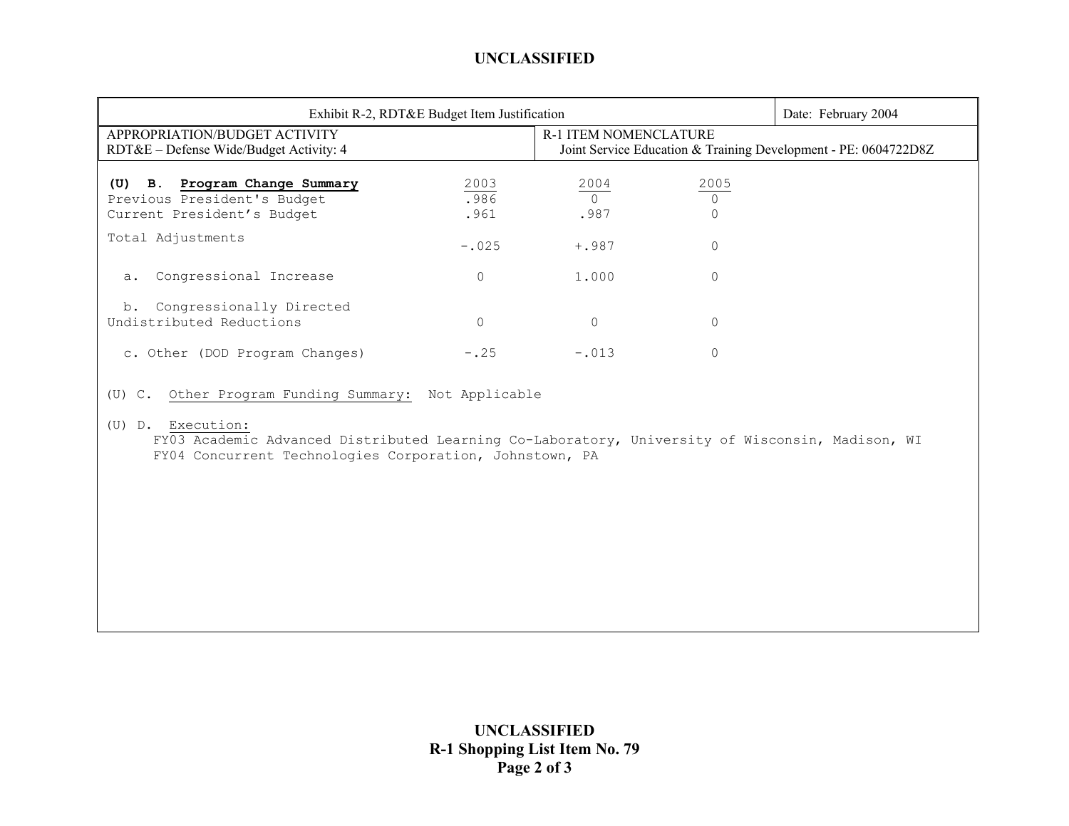| Exhibit R-2, RDT&E Budget Item Justification | | Date: February 2004 |
|---|---|---|
| APPROPRIATION/BUDGET ACTIVITY<br>RDT&E – Defense Wide/Budget Activity: 4 | R-1 ITEM NOMENCLATURE<br>Joint Service Education & Training Development - PE: 0604722D8Z | |

**(U) B. Program Change Summary**

| | 2003 | 2004 | 2005 |
|---|---|---|---|
| Previous President's Budget | .986 | 0 | 0 |
| Current President's Budget | .961 | .987 | 0 |
| Total Adjustments | -.025 | +.987 | 0 |
| a. Congressional Increase | 0 | 1.000 | 0 |
| b. Congressionally Directed Undistributed Reductions | 0 | 0 | 0 |
| c. Other (DOD Program Changes) | -.25 | -.013 | 0 |

(U) C. Other Program Funding Summary: Not Applicable

(U) D. Execution:

FY03 Academic Advanced Distributed Learning Co-Laboratory, University of Wisconsin, Madison, WI

FY04 Concurrent Technologies Corporation, Johnstown, PA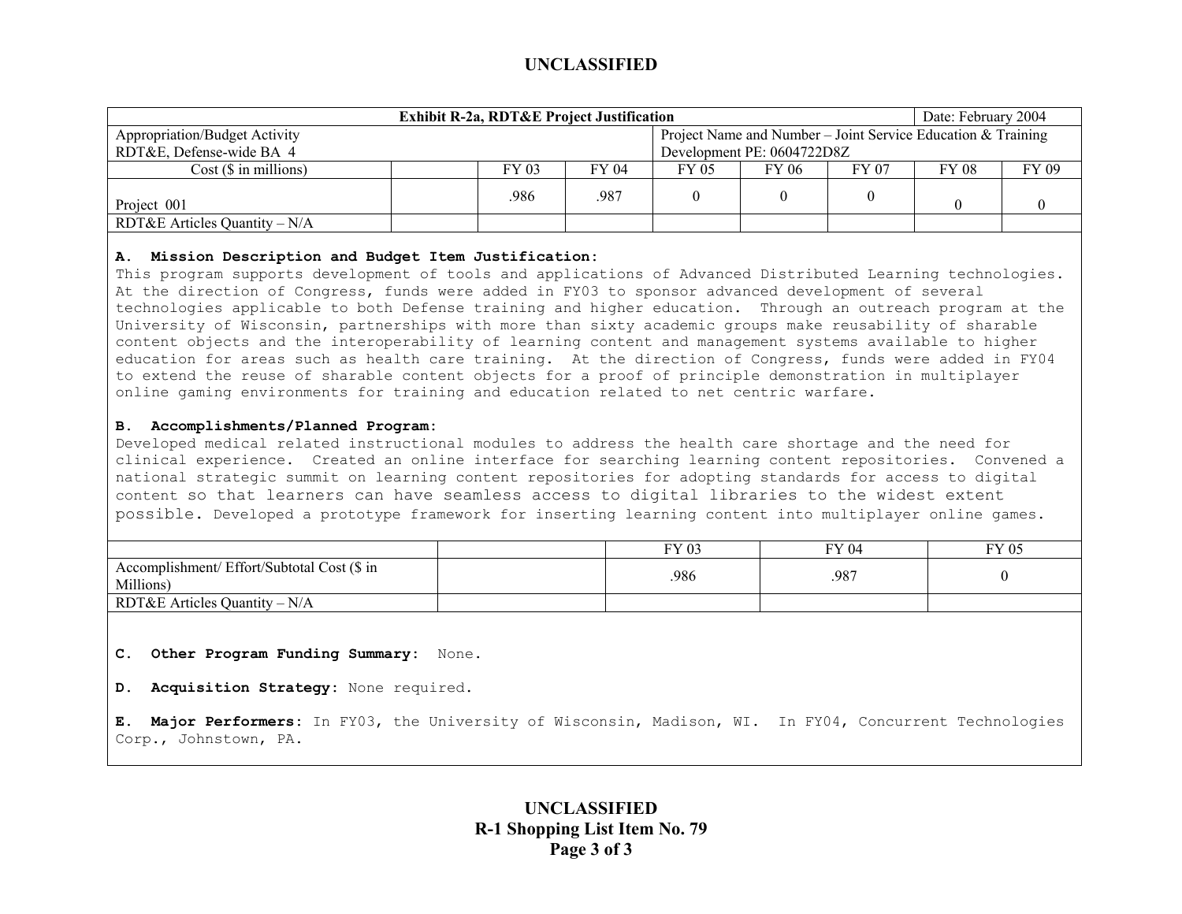**UNCLASSIFIED**

| Exhibit R-2a, RDT&E Project Justification | | | | | | | | Date: February 2004 |
|---|---|---|---|---|---|---|---|---|
| Appropriation/Budget Activity<br>RDT&E, Defense-wide BA 4 | | | | Project Name and Number – Joint Service Education & Training Development PE: 0604722D8Z | | | | |
| Cost ($ in millions) | | FY 03 | FY 04 | FY 05 | FY 06 | FY 07 | FY 08 | FY 09 |
| Project 001 | | .986 | .987 | 0 | 0 | 0 | 0 | 0 |
| RDT&E Articles Quantity – N/A | | | | | | | | |

**A. Mission Description and Budget Item Justification:**
This program supports development of tools and applications of Advanced Distributed Learning technologies. At the direction of Congress, funds were added in FY03 to sponsor advanced development of several technologies applicable to both Defense training and higher education. Through an outreach program at the University of Wisconsin, partnerships with more than sixty academic groups make reusability of sharable content objects and the interoperability of learning content and management systems available to higher education for areas such as health care training. At the direction of Congress, funds were added in FY04 to extend the reuse of sharable content objects for a proof of principle demonstration in multiplayer online gaming environments for training and education related to net centric warfare.

**B. Accomplishments/Planned Program:**
Developed medical related instructional modules to address the health care shortage and the need for clinical experience. Created an online interface for searching learning content repositories. Convened a national strategic summit on learning content repositories for adopting standards for access to digital content so that learners can have seamless access to digital libraries to the widest extent possible. Developed a prototype framework for inserting learning content into multiplayer online games.

| | | FY 03 | FY 04 | FY 05 |
|---|---|---|---|---|
| Accomplishment/ Effort/Subtotal Cost ($ in Millions) | | .986 | .987 | 0 |
| RDT&E Articles Quantity – N/A | | | | |

**C. Other Program Funding Summary:** None.

**D. Acquisition Strategy:** None required.

**E. Major Performers:** In FY03, the University of Wisconsin, Madison, WI. In FY04, Concurrent Technologies Corp., Johnstown, PA.

**UNCLASSIFIED**
**R-1 Shopping List Item No. 79**